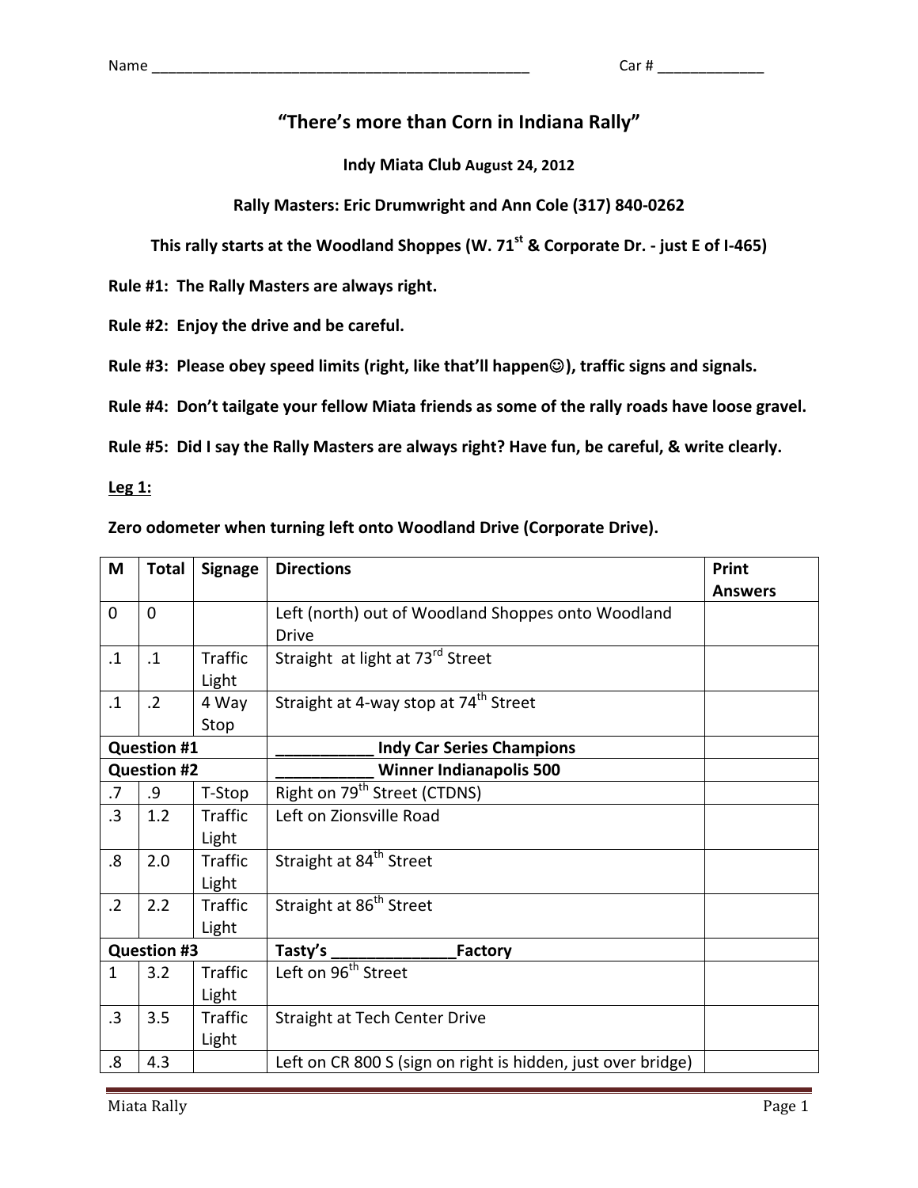Name _______________________________________________ Car # _____________

# "There's more than Corn in Indiana Rally"

**Indy Miata Club August 24, 2012**

**Rally Masters: Eric Drumwright and Ann Cole (317) 840-0262**

**This rally starts at the Woodland Shoppes (W. 71st & Corporate Dr. - just E of I-465)**

**Rule #1: The Rally Masters are always right.**

**Rule #2: Enjoy the drive and be careful.**

**Rule #3: Please obey speed limits (right, like that'll happen☺), traffic signs and signals.**

**Rule #4: Don't tailgate your fellow Miata friends as some of the rally roads have loose gravel.**

**Rule #5: Did I say the Rally Masters are always right? Have fun, be careful, & write clearly.**

**Leg 1:**

**Zero odometer when turning left onto Woodland Drive (Corporate Drive).**

| M | Total | Signage | Directions | Print Answers |
|---|---|---|---|---|
| 0 | 0 | | Left (north) out of Woodland Shoppes onto Woodland Drive | |
| .1 | .1 | Traffic Light | Straight at light at 73rd Street | |
| .1 | .2 | 4 Way Stop | Straight at 4-way stop at 74th Street | |
| **Question #1** | | | **___________ Indy Car Series Champions** | |
| **Question #2** | | | **___________ Winner Indianapolis 500** | |
| .7 | .9 | T-Stop | Right on 79th Street (CTDNS) | |
| .3 | 1.2 | Traffic Light | Left on Zionsville Road | |
| .8 | 2.0 | Traffic Light | Straight at 84th Street | |
| .2 | 2.2 | Traffic Light | Straight at 86th Street | |
| **Question #3** | | | **Tasty's ______________Factory** | |
| 1 | 3.2 | Traffic Light | Left on 96th Street | |
| .3 | 3.5 | Traffic Light | Straight at Tech Center Drive | |
| .8 | 4.3 | | Left on CR 800 S (sign on right is hidden, just over bridge) | |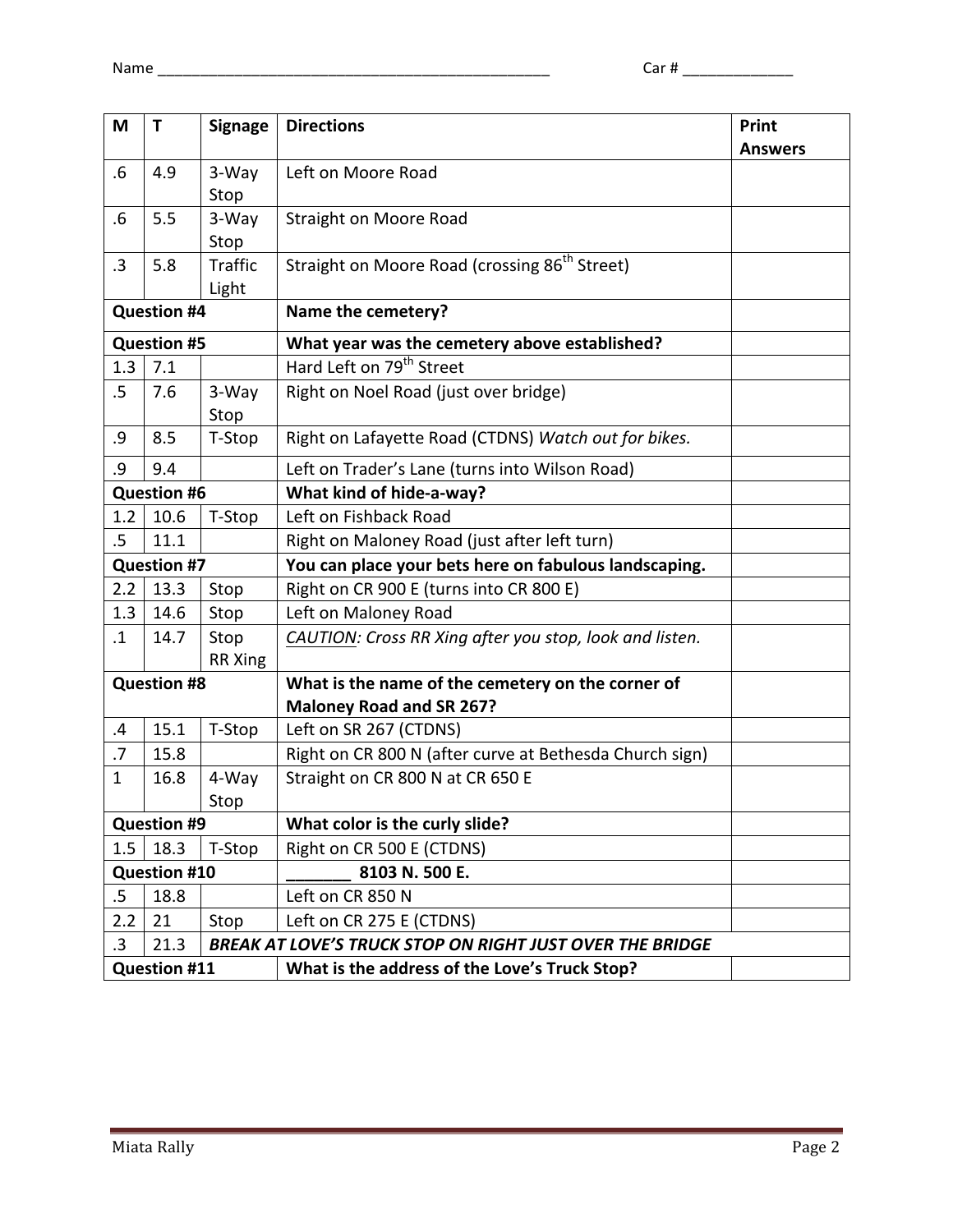Name ________________________________________________ Car # _____________

| M | T | Signage | Directions | Print Answers |
|---|---|---|---|---|
| .6 | 4.9 | 3-Way Stop | Left on Moore Road | |
| .6 | 5.5 | 3-Way Stop | Straight on Moore Road | |
| .3 | 5.8 | Traffic Light | Straight on Moore Road (crossing 86th Street) | |
| **Question #4** | | | **Name the cemetery?** | |
| **Question #5** | | | **What year was the cemetery above established?** | |
| 1.3 | 7.1 | | Hard Left on 79th Street | |
| .5 | 7.6 | 3-Way Stop | Right on Noel Road (just over bridge) | |
| .9 | 8.5 | T-Stop | Right on Lafayette Road (CTDNS) *Watch out for bikes.* | |
| .9 | 9.4 | | Left on Trader's Lane (turns into Wilson Road) | |
| **Question #6** | | | **What kind of hide-a-way?** | |
| 1.2 | 10.6 | T-Stop | Left on Fishback Road | |
| .5 | 11.1 | | Right on Maloney Road (just after left turn) | |
| **Question #7** | | | **You can place your bets here on fabulous landscaping.** | |
| 2.2 | 13.3 | Stop | Right on CR 900 E (turns into CR 800 E) | |
| 1.3 | 14.6 | Stop | Left on Maloney Road | |
| .1 | 14.7 | Stop RR Xing | *CAUTION: Cross RR Xing after you stop, look and listen.* | |
| **Question #8** | | | **What is the name of the cemetery on the corner of Maloney Road and SR 267?** | |
| .4 | 15.1 | T-Stop | Left on SR 267 (CTDNS) | |
| .7 | 15.8 | | Right on CR 800 N (after curve at Bethesda Church sign) | |
| 1 | 16.8 | 4-Way Stop | Straight on CR 800 N at CR 650 E | |
| **Question #9** | | | **What color is the curly slide?** | |
| 1.5 | 18.3 | T-Stop | Right on CR 500 E (CTDNS) | |
| **Question #10** | | | **_______ 8103 N. 500 E.** | |
| .5 | 18.8 | | Left on CR 850 N | |
| 2.2 | 21 | Stop | Left on CR 275 E (CTDNS) | |
| .3 | 21.3 | ***BREAK AT LOVE'S TRUCK STOP ON RIGHT JUST OVER THE BRIDGE*** | | |
| **Question #11** | | | **What is the address of the Love's Truck Stop?** | |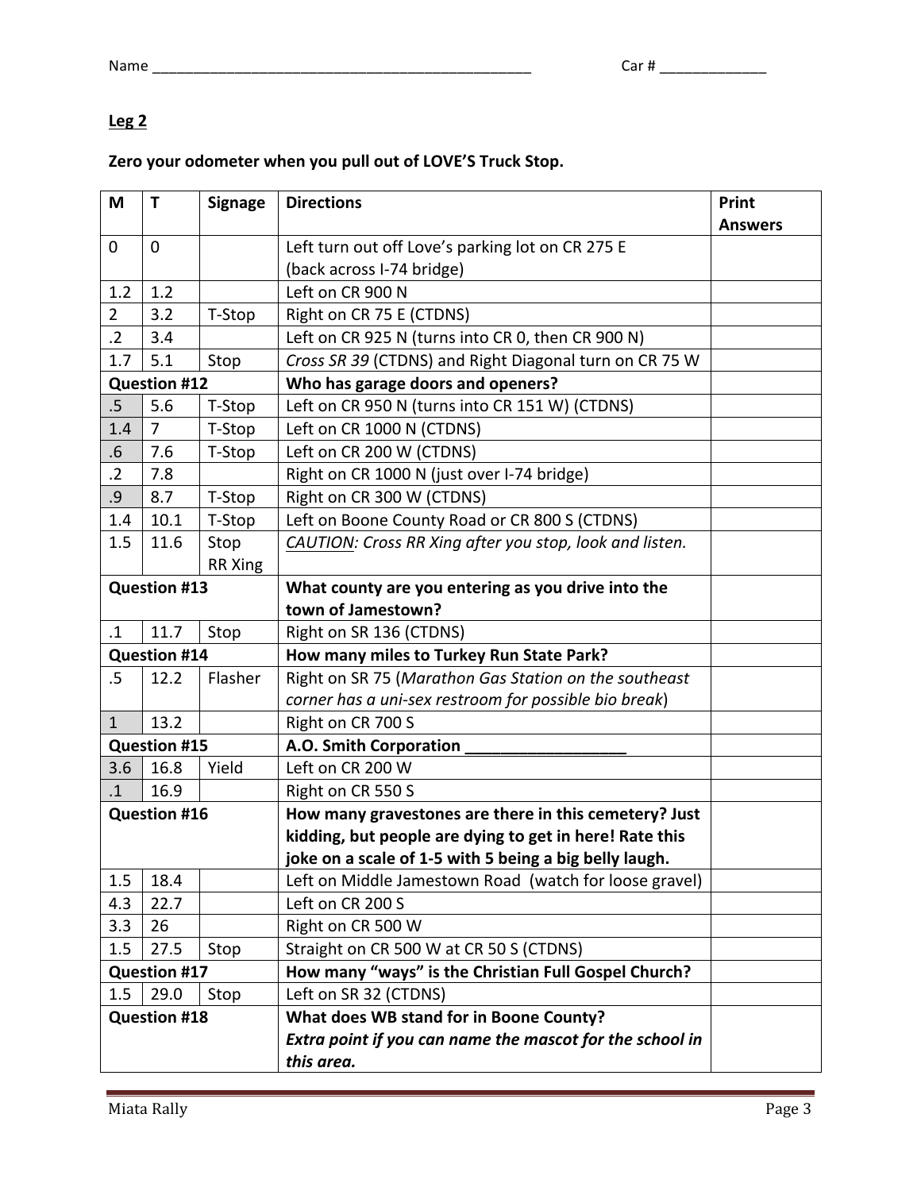Name _______________________________________________ Car # _____________

**Leg 2**

**Zero your odometer when you pull out of LOVE'S Truck Stop.**

| M | T | Signage | Directions | Print Answers |
|---|---|---|---|---|
| 0 | 0 | | Left turn out off Love's parking lot on CR 275 E (back across I-74 bridge) | |
| 1.2 | 1.2 | | Left on CR 900 N | |
| 2 | 3.2 | T-Stop | Right on CR 75 E (CTDNS) | |
| .2 | 3.4 | | Left on CR 925 N (turns into CR 0, then CR 900 N) | |
| 1.7 | 5.1 | Stop | *Cross SR 39* (CTDNS) and Right Diagonal turn on CR 75 W | |
| **Question #12** | | | **Who has garage doors and openers?** | |
| .5 | 5.6 | T-Stop | Left on CR 950 N (turns into CR 151 W) (CTDNS) | |
| 1.4 | 7 | T-Stop | Left on CR 1000 N (CTDNS) | |
| .6 | 7.6 | T-Stop | Left on CR 200 W (CTDNS) | |
| .2 | 7.8 | | Right on CR 1000 N (just over I-74 bridge) | |
| .9 | 8.7 | T-Stop | Right on CR 300 W (CTDNS) | |
| 1.4 | 10.1 | T-Stop | Left on Boone County Road or CR 800 S (CTDNS) | |
| 1.5 | 11.6 | Stop RR Xing | *CAUTION: Cross RR Xing after you stop, look and listen.* | |
| **Question #13** | | | **What county are you entering as you drive into the town of Jamestown?** | |
| .1 | 11.7 | Stop | Right on SR 136 (CTDNS) | |
| **Question #14** | | | **How many miles to Turkey Run State Park?** | |
| .5 | 12.2 | Flasher | Right on SR 75 (*Marathon Gas Station on the southeast corner has a uni-sex restroom for possible bio break*) | |
| 1 | 13.2 | | Right on CR 700 S | |
| **Question #15** | | | **A.O. Smith Corporation __________________** | |
| 3.6 | 16.8 | Yield | Left on CR 200 W | |
| .1 | 16.9 | | Right on CR 550 S | |
| **Question #16** | | | **How many gravestones are there in this cemetery? Just kidding, but people are dying to get in here! Rate this joke on a scale of 1-5 with 5 being a big belly laugh.** | |
| 1.5 | 18.4 | | Left on Middle Jamestown Road (watch for loose gravel) | |
| 4.3 | 22.7 | | Left on CR 200 S | |
| 3.3 | 26 | | Right on CR 500 W | |
| 1.5 | 27.5 | Stop | Straight on CR 500 W at CR 50 S (CTDNS) | |
| **Question #17** | | | **How many "ways" is the Christian Full Gospel Church?** | |
| 1.5 | 29.0 | Stop | Left on SR 32 (CTDNS) | |
| **Question #18** | | | **What does WB stand for in Boone County?** ***Extra point if you can name the mascot for the school in this area.*** | |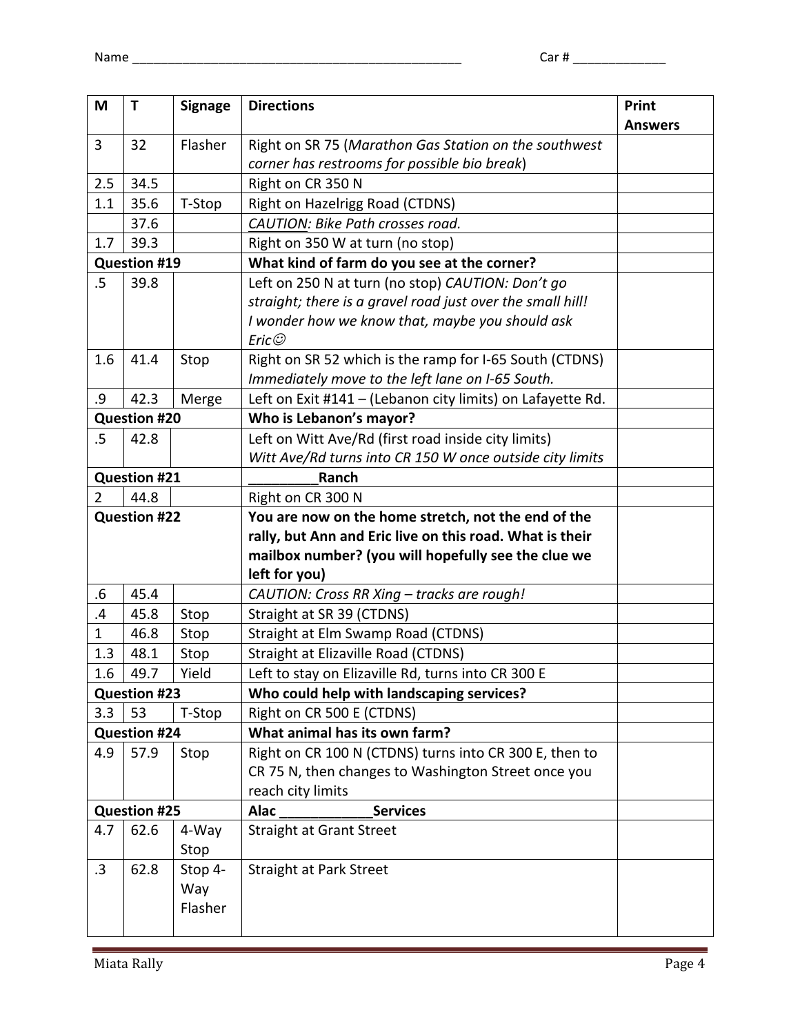Name ______________________________________________ Car # _____________

| M | T | Signage | Directions | Print Answers |
|---|---|---|---|---|
| 3 | 32 | Flasher | Right on SR 75 (*Marathon Gas Station on the southwest corner has restrooms for possible bio break*) | |
| 2.5 | 34.5 | | Right on CR 350 N | |
| 1.1 | 35.6 | T-Stop | Right on Hazelrigg Road (CTDNS) | |
| | 37.6 | | *CAUTION: Bike Path crosses road.* | |
| 1.7 | 39.3 | | Right on 350 W at turn (no stop) | |
| **Question #19** | | | **What kind of farm do you see at the corner?** | |
| .5 | 39.8 | | Left on 250 N at turn (no stop) *CAUTION: Don't go straight; there is a gravel road just over the small hill! I wonder how we know that, maybe you should ask Eric☺* | |
| 1.6 | 41.4 | Stop | Right on SR 52 which is the ramp for I-65 South (CTDNS) *Immediately move to the left lane on I-65 South.* | |
| .9 | 42.3 | Merge | Left on Exit #141 – (Lebanon city limits) on Lafayette Rd. | |
| **Question #20** | | | **Who is Lebanon's mayor?** | |
| .5 | 42.8 | | Left on Witt Ave/Rd (first road inside city limits) *Witt Ave/Rd turns into CR 150 W once outside city limits* | |
| **Question #21** | | | **_________Ranch** | |
| 2 | 44.8 | | Right on CR 300 N | |
| **Question #22** | | | **You are now on the home stretch, not the end of the rally, but Ann and Eric live on this road. What is their mailbox number? (you will hopefully see the clue we left for you)** | |
| .6 | 45.4 | | *CAUTION: Cross RR Xing – tracks are rough!* | |
| .4 | 45.8 | Stop | Straight at SR 39 (CTDNS) | |
| 1 | 46.8 | Stop | Straight at Elm Swamp Road (CTDNS) | |
| 1.3 | 48.1 | Stop | Straight at Elizaville Road (CTDNS) | |
| 1.6 | 49.7 | Yield | Left to stay on Elizaville Rd, turns into CR 300 E | |
| **Question #23** | | | **Who could help with landscaping services?** | |
| 3.3 | 53 | T-Stop | Right on CR 500 E (CTDNS) | |
| **Question #24** | | | **What animal has its own farm?** | |
| 4.9 | 57.9 | Stop | Right on CR 100 N (CTDNS) turns into CR 300 E, then to CR 75 N, then changes to Washington Street once you reach city limits | |
| **Question #25** | | | **Alac ____________Services** | |
| 4.7 | 62.6 | 4-Way Stop | Straight at Grant Street | |
| .3 | 62.8 | Stop 4-Way Flasher | Straight at Park Street | |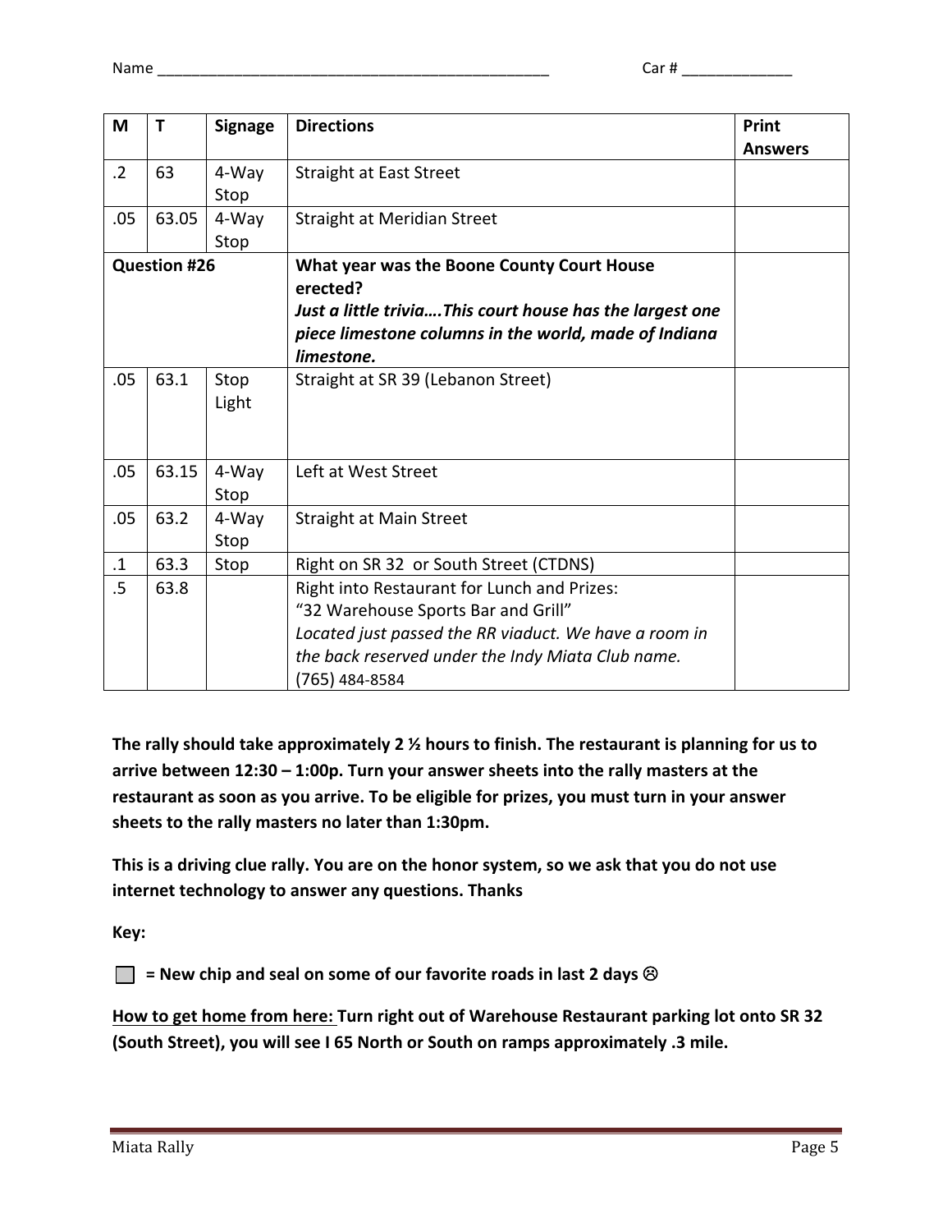Name _______________________________________________ Car # _____________

| M | T | Signage | Directions | Print Answers |
|---|---|---|---|---|
| .2 | 63 | 4-Way Stop | Straight at East Street | |
| .05 | 63.05 | 4-Way Stop | Straight at Meridian Street | |
| **Question #26** | | | **What year was the Boone County Court House erected?** ***Just a little trivia….This court house has the largest one piece limestone columns in the world, made of Indiana limestone.*** | |
| .05 | 63.1 | Stop Light | Straight at SR 39 (Lebanon Street) | |
| .05 | 63.15 | 4-Way Stop | Left at West Street | |
| .05 | 63.2 | 4-Way Stop | Straight at Main Street | |
| .1 | 63.3 | Stop | Right on SR 32 or South Street (CTDNS) | |
| .5 | 63.8 | | Right into Restaurant for Lunch and Prizes: "32 Warehouse Sports Bar and Grill" *Located just passed the RR viaduct. We have a room in the back reserved under the Indy Miata Club name.* (765) 484-8584 | |

**The rally should take approximately 2 ½ hours to finish. The restaurant is planning for us to arrive between 12:30 – 1:00p. Turn your answer sheets into the rally masters at the restaurant as soon as you arrive. To be eligible for prizes, you must turn in your answer sheets to the rally masters no later than 1:30pm.**

**This is a driving clue rally. You are on the honor system, so we ask that you do not use internet technology to answer any questions. Thanks**

**Key:**

**☐ = New chip and seal on some of our favorite roads in last 2 days ☹**

**How to get home from here: Turn right out of Warehouse Restaurant parking lot onto SR 32 (South Street), you will see I 65 North or South on ramps approximately .3 mile.**